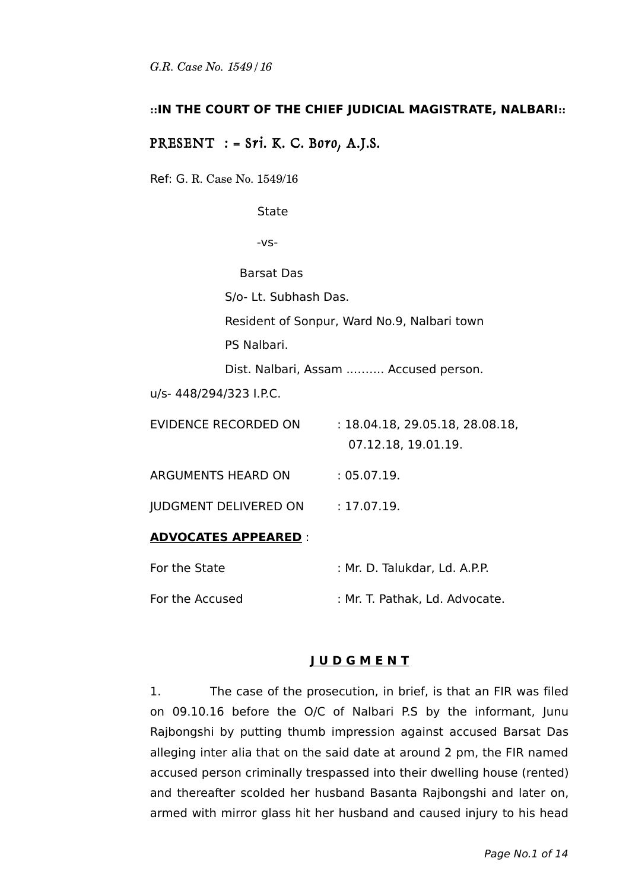*G.R. Case No. 1549/16*

**::IN THE COURT OF THE CHIEF JUDICIAL MAGISTRATE, NALBARI::**

PRESENT : = Sri. K. C. Boro, A.J.S.

Ref: G. R. Case No. 1549/16

State

-vs-

Barsat Das

S/o- Lt. Subhash Das.

Resident of Sonpur, Ward No.9, Nalbari town

PS Nalbari.

Dist. Nalbari, Assam .......... Accused person.

u/s- 448/294/323 I.P.C.

| | |
|---|---|
| EVIDENCE RECORDED ON | : 18.04.18, 29.05.18, 28.08.18, 07.12.18, 19.01.19. |
| ARGUMENTS HEARD ON | : 05.07.19. |
| JUDGMENT DELIVERED ON | : 17.07.19. |

**ADVOCATES APPEARED** :

| | |
|---|---|
| For the State | : Mr. D. Talukdar, Ld. A.P.P. |
| For the Accused | : Mr. T. Pathak, Ld. Advocate. |

**J U D G M E N T**

1. The case of the prosecution, in brief, is that an FIR was filed on 09.10.16 before the O/C of Nalbari P.S by the informant, Junu Rajbongshi by putting thumb impression against accused Barsat Das alleging inter alia that on the said date at around 2 pm, the FIR named accused person criminally trespassed into their dwelling house (rented) and thereafter scolded her husband Basanta Rajbongshi and later on, armed with mirror glass hit her husband and caused injury to his head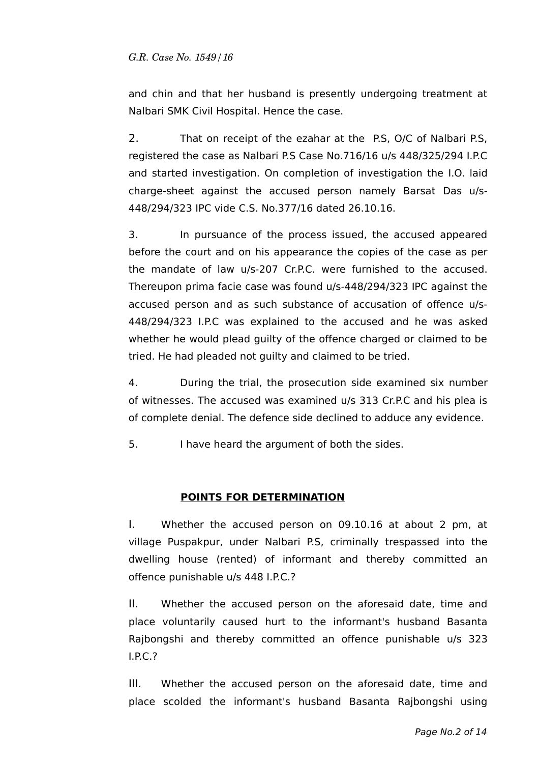and chin and that her husband is presently undergoing treatment at Nalbari SMK Civil Hospital. Hence the case.

2. That on receipt of the ezahar at the P.S, O/C of Nalbari P.S, registered the case as Nalbari P.S Case No.716/16 u/s 448/325/294 I.P.C and started investigation. On completion of investigation the I.O. laid charge-sheet against the accused person namely Barsat Das u/s-448/294/323 IPC vide C.S. No.377/16 dated 26.10.16.

3. In pursuance of the process issued, the accused appeared before the court and on his appearance the copies of the case as per the mandate of law u/s-207 Cr.P.C. were furnished to the accused. Thereupon prima facie case was found u/s-448/294/323 IPC against the accused person and as such substance of accusation of offence u/s-448/294/323 I.P.C was explained to the accused and he was asked whether he would plead guilty of the offence charged or claimed to be tried. He had pleaded not guilty and claimed to be tried.

4. During the trial, the prosecution side examined six number of witnesses. The accused was examined u/s 313 Cr.P.C and his plea is of complete denial. The defence side declined to adduce any evidence.

5. I have heard the argument of both the sides.

**POINTS FOR DETERMINATION**

I. Whether the accused person on 09.10.16 at about 2 pm, at village Puspakpur, under Nalbari P.S, criminally trespassed into the dwelling house (rented) of informant and thereby committed an offence punishable u/s 448 I.P.C.?

II. Whether the accused person on the aforesaid date, time and place voluntarily caused hurt to the informant's husband Basanta Rajbongshi and thereby committed an offence punishable u/s 323 I.P.C.?

III. Whether the accused person on the aforesaid date, time and place scolded the informant's husband Basanta Rajbongshi using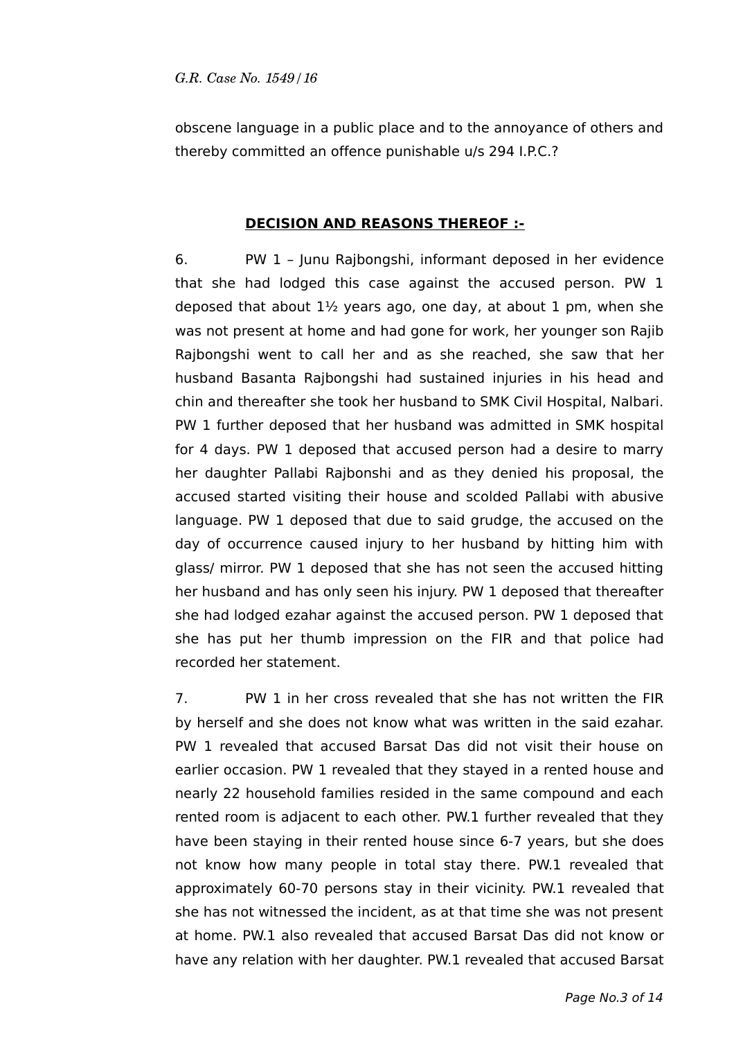obscene language in a public place and to the annoyance of others and thereby committed an offence punishable u/s 294 I.P.C.?

## DECISION AND REASONS THEREOF :-

6. PW 1 – Junu Rajbongshi, informant deposed in her evidence that she had lodged this case against the accused person. PW 1 deposed that about 1½ years ago, one day, at about 1 pm, when she was not present at home and had gone for work, her younger son Rajib Rajbongshi went to call her and as she reached, she saw that her husband Basanta Rajbongshi had sustained injuries in his head and chin and thereafter she took her husband to SMK Civil Hospital, Nalbari. PW 1 further deposed that her husband was admitted in SMK hospital for 4 days. PW 1 deposed that accused person had a desire to marry her daughter Pallabi Rajbonshi and as they denied his proposal, the accused started visiting their house and scolded Pallabi with abusive language. PW 1 deposed that due to said grudge, the accused on the day of occurrence caused injury to her husband by hitting him with glass/ mirror. PW 1 deposed that she has not seen the accused hitting her husband and has only seen his injury. PW 1 deposed that thereafter she had lodged ezahar against the accused person. PW 1 deposed that she has put her thumb impression on the FIR and that police had recorded her statement.

7. PW 1 in her cross revealed that she has not written the FIR by herself and she does not know what was written in the said ezahar. PW 1 revealed that accused Barsat Das did not visit their house on earlier occasion. PW 1 revealed that they stayed in a rented house and nearly 22 household families resided in the same compound and each rented room is adjacent to each other. PW.1 further revealed that they have been staying in their rented house since 6-7 years, but she does not know how many people in total stay there. PW.1 revealed that approximately 60-70 persons stay in their vicinity. PW.1 revealed that she has not witnessed the incident, as at that time she was not present at home. PW.1 also revealed that accused Barsat Das did not know or have any relation with her daughter. PW.1 revealed that accused Barsat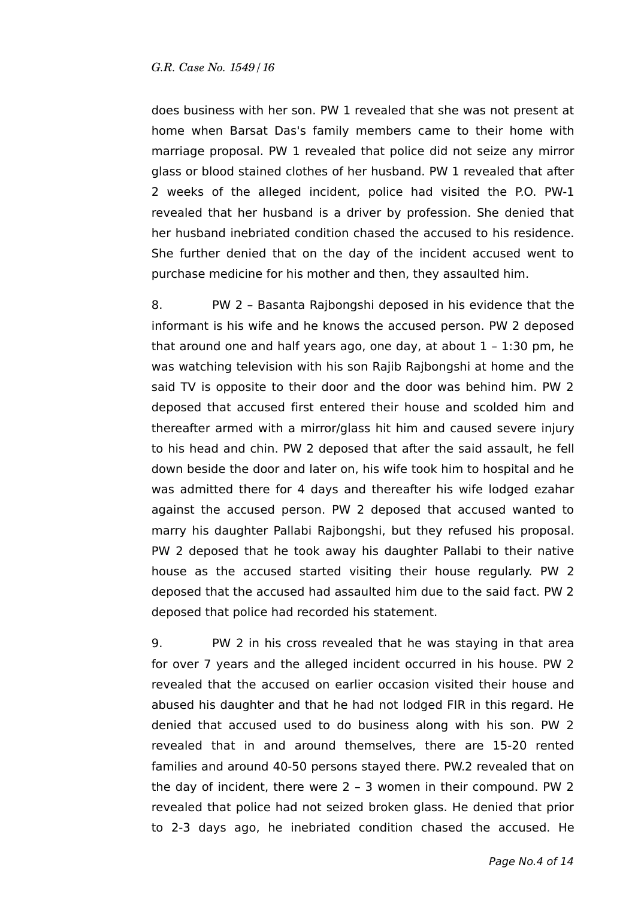does business with her son. PW 1 revealed that she was not present at home when Barsat Das's family members came to their home with marriage proposal. PW 1 revealed that police did not seize any mirror glass or blood stained clothes of her husband. PW 1 revealed that after 2 weeks of the alleged incident, police had visited the P.O. PW-1 revealed that her husband is a driver by profession. She denied that her husband inebriated condition chased the accused to his residence. She further denied that on the day of the incident accused went to purchase medicine for his mother and then, they assaulted him.

8. PW 2 – Basanta Rajbongshi deposed in his evidence that the informant is his wife and he knows the accused person. PW 2 deposed that around one and half years ago, one day, at about 1 – 1:30 pm, he was watching television with his son Rajib Rajbongshi at home and the said TV is opposite to their door and the door was behind him. PW 2 deposed that accused first entered their house and scolded him and thereafter armed with a mirror/glass hit him and caused severe injury to his head and chin. PW 2 deposed that after the said assault, he fell down beside the door and later on, his wife took him to hospital and he was admitted there for 4 days and thereafter his wife lodged ezahar against the accused person. PW 2 deposed that accused wanted to marry his daughter Pallabi Rajbongshi, but they refused his proposal. PW 2 deposed that he took away his daughter Pallabi to their native house as the accused started visiting their house regularly. PW 2 deposed that the accused had assaulted him due to the said fact. PW 2 deposed that police had recorded his statement.

9. PW 2 in his cross revealed that he was staying in that area for over 7 years and the alleged incident occurred in his house. PW 2 revealed that the accused on earlier occasion visited their house and abused his daughter and that he had not lodged FIR in this regard. He denied that accused used to do business along with his son. PW 2 revealed that in and around themselves, there are 15-20 rented families and around 40-50 persons stayed there. PW.2 revealed that on the day of incident, there were 2 – 3 women in their compound. PW 2 revealed that police had not seized broken glass. He denied that prior to 2-3 days ago, he inebriated condition chased the accused. He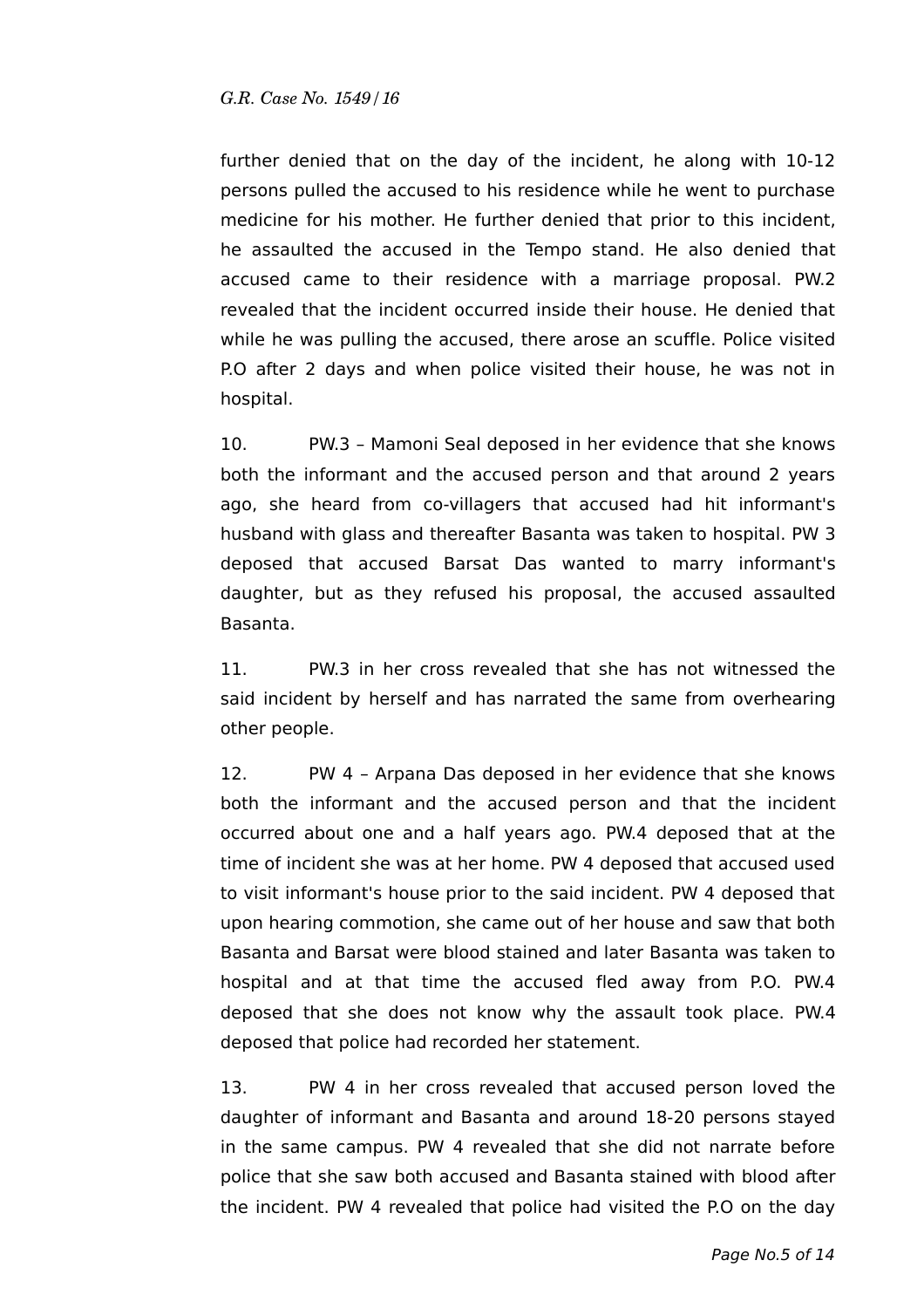further denied that on the day of the incident, he along with 10-12 persons pulled the accused to his residence while he went to purchase medicine for his mother. He further denied that prior to this incident, he assaulted the accused in the Tempo stand. He also denied that accused came to their residence with a marriage proposal. PW.2 revealed that the incident occurred inside their house. He denied that while he was pulling the accused, there arose an scuffle. Police visited P.O after 2 days and when police visited their house, he was not in hospital.

10. PW.3 – Mamoni Seal deposed in her evidence that she knows both the informant and the accused person and that around 2 years ago, she heard from co-villagers that accused had hit informant's husband with glass and thereafter Basanta was taken to hospital. PW 3 deposed that accused Barsat Das wanted to marry informant's daughter, but as they refused his proposal, the accused assaulted Basanta.

11. PW.3 in her cross revealed that she has not witnessed the said incident by herself and has narrated the same from overhearing other people.

12. PW 4 – Arpana Das deposed in her evidence that she knows both the informant and the accused person and that the incident occurred about one and a half years ago. PW.4 deposed that at the time of incident she was at her home. PW 4 deposed that accused used to visit informant's house prior to the said incident. PW 4 deposed that upon hearing commotion, she came out of her house and saw that both Basanta and Barsat were blood stained and later Basanta was taken to hospital and at that time the accused fled away from P.O. PW.4 deposed that she does not know why the assault took place. PW.4 deposed that police had recorded her statement.

13. PW 4 in her cross revealed that accused person loved the daughter of informant and Basanta and around 18-20 persons stayed in the same campus. PW 4 revealed that she did not narrate before police that she saw both accused and Basanta stained with blood after the incident. PW 4 revealed that police had visited the P.O on the day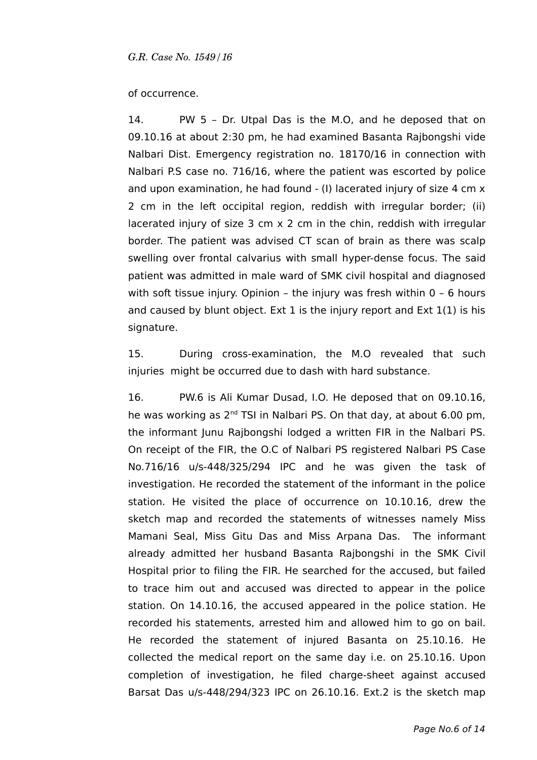of occurrence.

14. PW 5 – Dr. Utpal Das is the M.O, and he deposed that on 09.10.16 at about 2:30 pm, he had examined Basanta Rajbongshi vide Nalbari Dist. Emergency registration no. 18170/16 in connection with Nalbari P.S case no. 716/16, where the patient was escorted by police and upon examination, he had found - (I) lacerated injury of size 4 cm x 2 cm in the left occipital region, reddish with irregular border; (ii) lacerated injury of size 3 cm x 2 cm in the chin, reddish with irregular border. The patient was advised CT scan of brain as there was scalp swelling over frontal calvarius with small hyper-dense focus. The said patient was admitted in male ward of SMK civil hospital and diagnosed with soft tissue injury. Opinion – the injury was fresh within 0 – 6 hours and caused by blunt object. Ext 1 is the injury report and Ext 1(1) is his signature.

15. During cross-examination, the M.O revealed that such injuries might be occurred due to dash with hard substance.

16. PW.6 is Ali Kumar Dusad, I.O. He deposed that on 09.10.16, he was working as 2nd TSI in Nalbari PS. On that day, at about 6.00 pm, the informant Junu Rajbongshi lodged a written FIR in the Nalbari PS. On receipt of the FIR, the O.C of Nalbari PS registered Nalbari PS Case No.716/16 u/s-448/325/294 IPC and he was given the task of investigation. He recorded the statement of the informant in the police station. He visited the place of occurrence on 10.10.16, drew the sketch map and recorded the statements of witnesses namely Miss Mamani Seal, Miss Gitu Das and Miss Arpana Das. The informant already admitted her husband Basanta Rajbongshi in the SMK Civil Hospital prior to filing the FIR. He searched for the accused, but failed to trace him out and accused was directed to appear in the police station. On 14.10.16, the accused appeared in the police station. He recorded his statements, arrested him and allowed him to go on bail. He recorded the statement of injured Basanta on 25.10.16. He collected the medical report on the same day i.e. on 25.10.16. Upon completion of investigation, he filed charge-sheet against accused Barsat Das u/s-448/294/323 IPC on 26.10.16. Ext.2 is the sketch map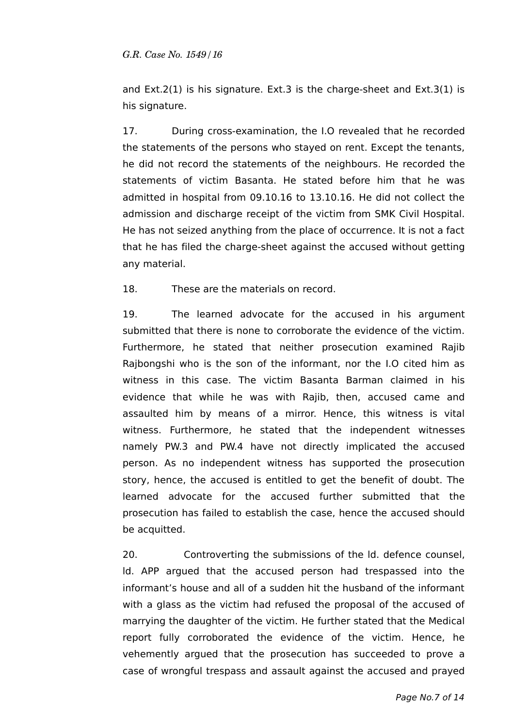and Ext.2(1) is his signature. Ext.3 is the charge-sheet and Ext.3(1) is his signature.

17. During cross-examination, the I.O revealed that he recorded the statements of the persons who stayed on rent. Except the tenants, he did not record the statements of the neighbours. He recorded the statements of victim Basanta. He stated before him that he was admitted in hospital from 09.10.16 to 13.10.16. He did not collect the admission and discharge receipt of the victim from SMK Civil Hospital. He has not seized anything from the place of occurrence. It is not a fact that he has filed the charge-sheet against the accused without getting any material.

18. These are the materials on record.

19. The learned advocate for the accused in his argument submitted that there is none to corroborate the evidence of the victim. Furthermore, he stated that neither prosecution examined Rajib Rajbongshi who is the son of the informant, nor the I.O cited him as witness in this case. The victim Basanta Barman claimed in his evidence that while he was with Rajib, then, accused came and assaulted him by means of a mirror. Hence, this witness is vital witness. Furthermore, he stated that the independent witnesses namely PW.3 and PW.4 have not directly implicated the accused person. As no independent witness has supported the prosecution story, hence, the accused is entitled to get the benefit of doubt. The learned advocate for the accused further submitted that the prosecution has failed to establish the case, hence the accused should be acquitted.

20. Controverting the submissions of the ld. defence counsel, ld. APP argued that the accused person had trespassed into the informant's house and all of a sudden hit the husband of the informant with a glass as the victim had refused the proposal of the accused of marrying the daughter of the victim. He further stated that the Medical report fully corroborated the evidence of the victim. Hence, he vehemently argued that the prosecution has succeeded to prove a case of wrongful trespass and assault against the accused and prayed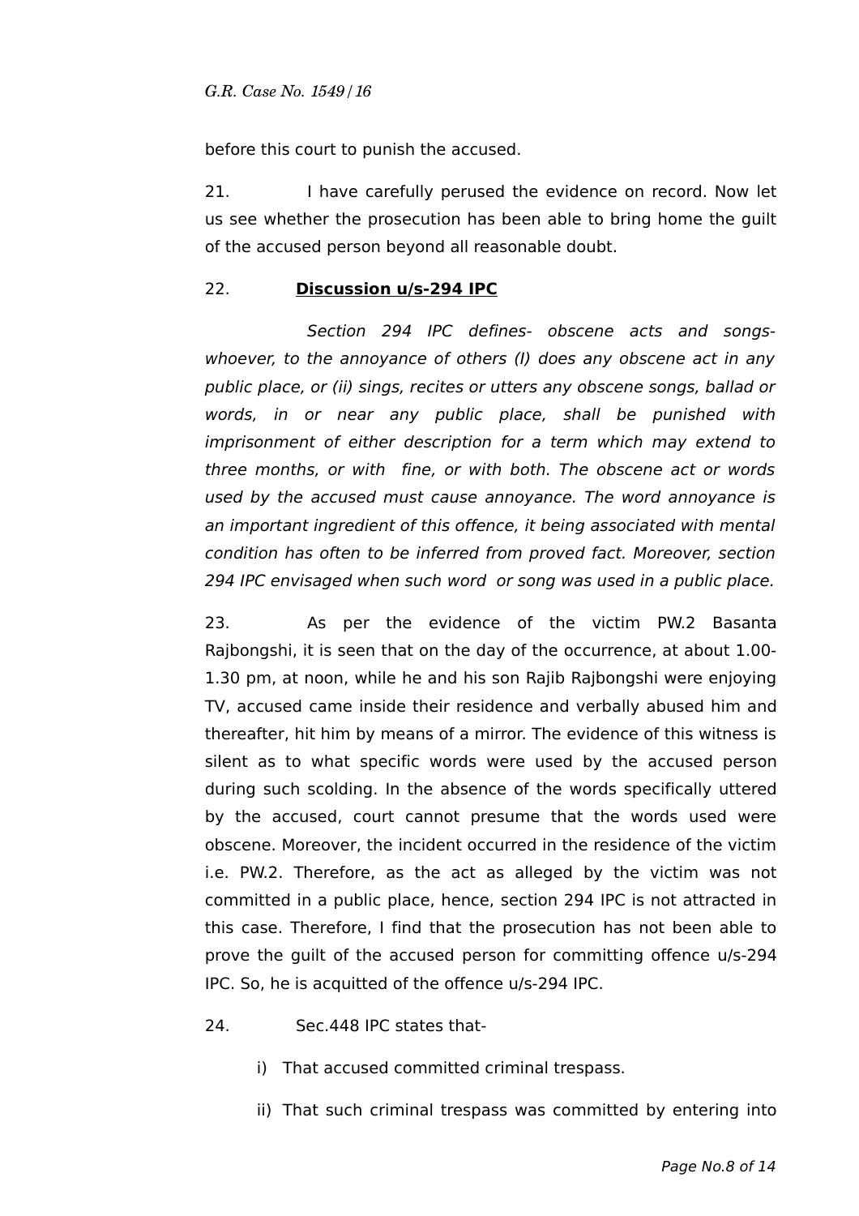before this court to punish the accused.

21. I have carefully perused the evidence on record. Now let us see whether the prosecution has been able to bring home the guilt of the accused person beyond all reasonable doubt.

22. **<u>Discussion u/s-294 IPC</u>**

*Section 294 IPC defines- obscene acts and songs- whoever, to the annoyance of others (I) does any obscene act in any public place, or (ii) sings, recites or utters any obscene songs, ballad or words, in or near any public place, shall be punished with imprisonment of either description for a term which may extend to three months, or with fine, or with both. The obscene act or words used by the accused must cause annoyance. The word annoyance is an important ingredient of this offence, it being associated with mental condition has often to be inferred from proved fact. Moreover, section 294 IPC envisaged when such word or song was used in a public place.*

23. As per the evidence of the victim PW.2 Basanta Rajbongshi, it is seen that on the day of the occurrence, at about 1.00-1.30 pm, at noon, while he and his son Rajib Rajbongshi were enjoying TV, accused came inside their residence and verbally abused him and thereafter, hit him by means of a mirror. The evidence of this witness is silent as to what specific words were used by the accused person during such scolding. In the absence of the words specifically uttered by the accused, court cannot presume that the words used were obscene. Moreover, the incident occurred in the residence of the victim i.e. PW.2. Therefore, as the act as alleged by the victim was not committed in a public place, hence, section 294 IPC is not attracted in this case. Therefore, I find that the prosecution has not been able to prove the guilt of the accused person for committing offence u/s-294 IPC. So, he is acquitted of the offence u/s-294 IPC.

24. Sec.448 IPC states that-

i) That accused committed criminal trespass.

ii) That such criminal trespass was committed by entering into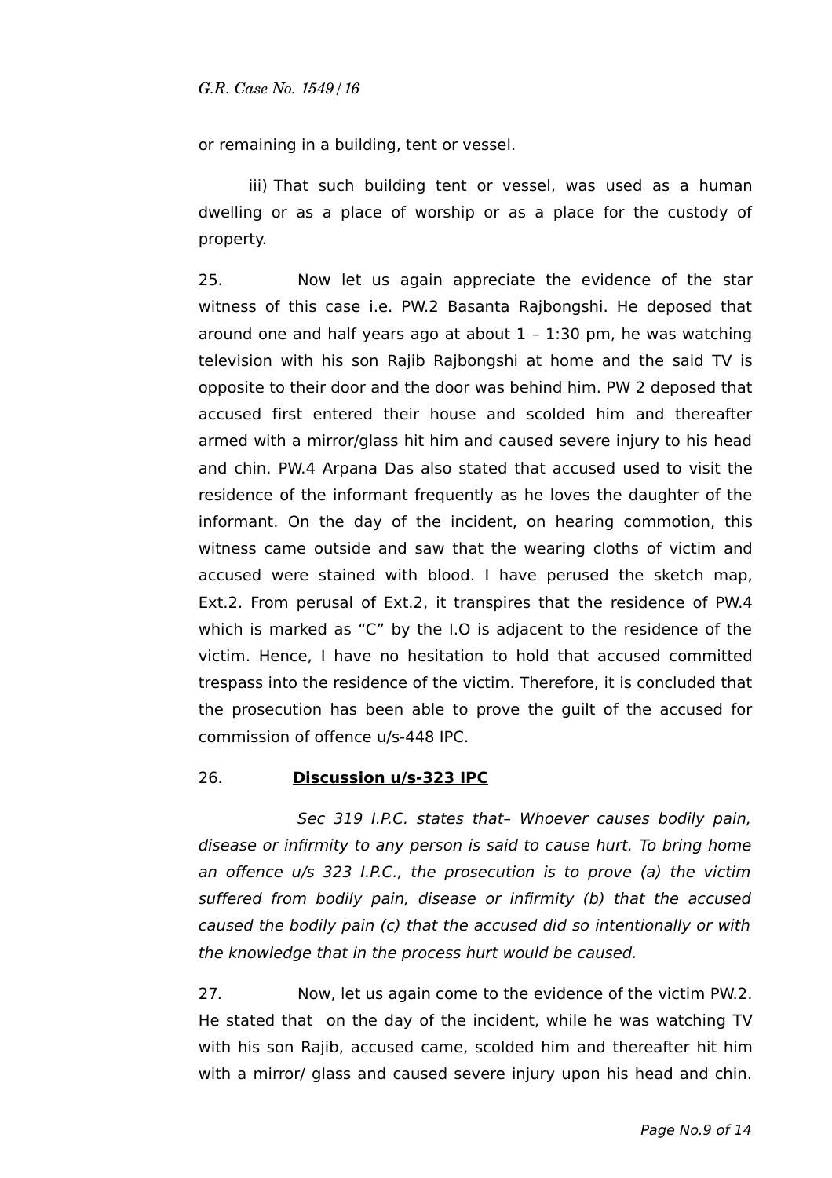or remaining in a building, tent or vessel.

iii) That such building tent or vessel, was used as a human dwelling or as a place of worship or as a place for the custody of property.

25. Now let us again appreciate the evidence of the star witness of this case i.e. PW.2 Basanta Rajbongshi. He deposed that around one and half years ago at about 1 – 1:30 pm, he was watching television with his son Rajib Rajbongshi at home and the said TV is opposite to their door and the door was behind him. PW 2 deposed that accused first entered their house and scolded him and thereafter armed with a mirror/glass hit him and caused severe injury to his head and chin. PW.4 Arpana Das also stated that accused used to visit the residence of the informant frequently as he loves the daughter of the informant. On the day of the incident, on hearing commotion, this witness came outside and saw that the wearing cloths of victim and accused were stained with blood. I have perused the sketch map, Ext.2. From perusal of Ext.2, it transpires that the residence of PW.4 which is marked as "C" by the I.O is adjacent to the residence of the victim. Hence, I have no hesitation to hold that accused committed trespass into the residence of the victim. Therefore, it is concluded that the prosecution has been able to prove the guilt of the accused for commission of offence u/s-448 IPC.

26. **Discussion u/s-323 IPC**

*Sec 319 I.P.C. states that– Whoever causes bodily pain, disease or infirmity to any person is said to cause hurt. To bring home an offence u/s 323 I.P.C., the prosecution is to prove (a) the victim suffered from bodily pain, disease or infirmity (b) that the accused caused the bodily pain (c) that the accused did so intentionally or with the knowledge that in the process hurt would be caused.*

27. Now, let us again come to the evidence of the victim PW.2. He stated that on the day of the incident, while he was watching TV with his son Rajib, accused came, scolded him and thereafter hit him with a mirror/ glass and caused severe injury upon his head and chin.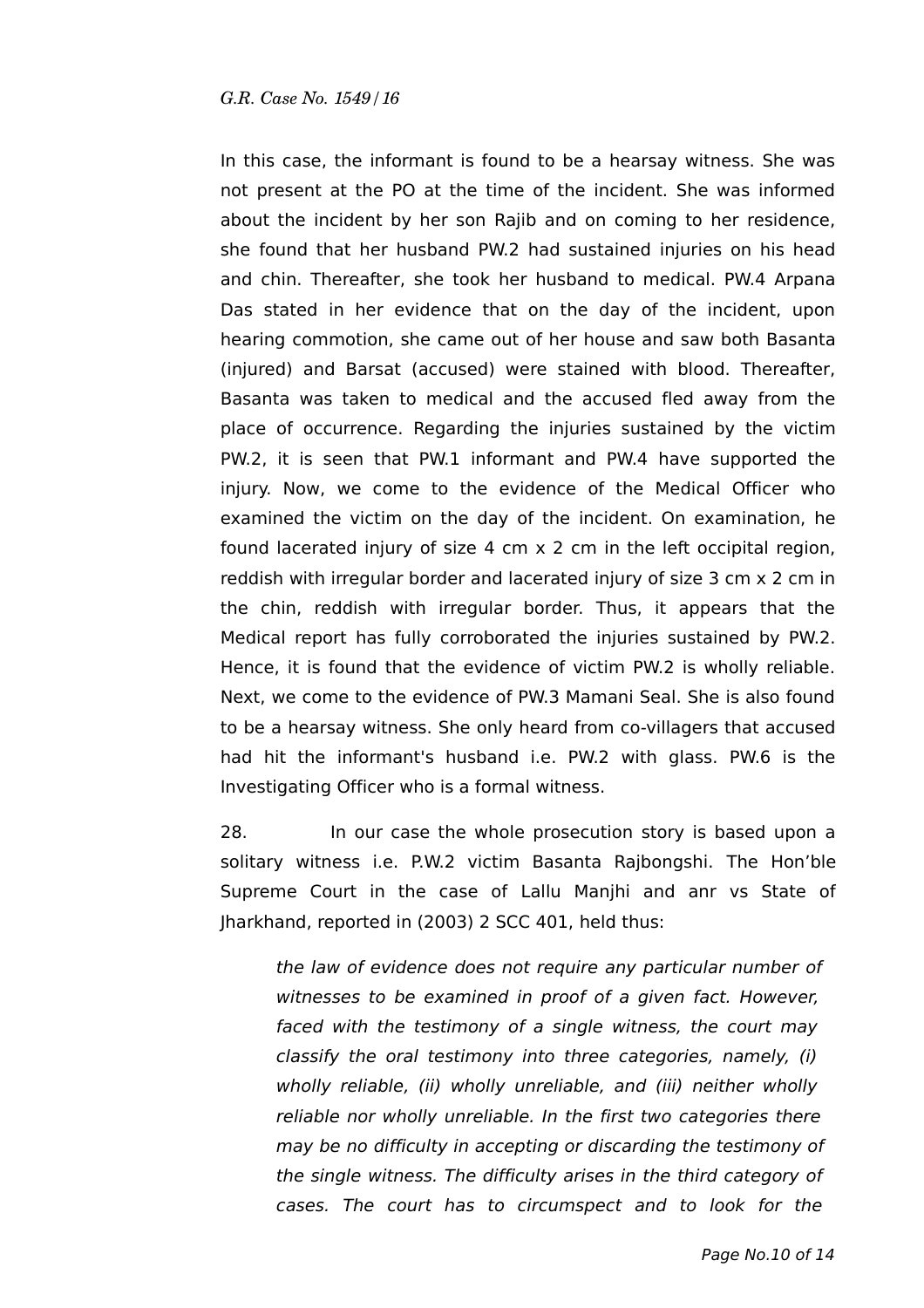In this case, the informant is found to be a hearsay witness. She was not present at the PO at the time of the incident. She was informed about the incident by her son Rajib and on coming to her residence, she found that her husband PW.2 had sustained injuries on his head and chin. Thereafter, she took her husband to medical. PW.4 Arpana Das stated in her evidence that on the day of the incident, upon hearing commotion, she came out of her house and saw both Basanta (injured) and Barsat (accused) were stained with blood. Thereafter, Basanta was taken to medical and the accused fled away from the place of occurrence. Regarding the injuries sustained by the victim PW.2, it is seen that PW.1 informant and PW.4 have supported the injury. Now, we come to the evidence of the Medical Officer who examined the victim on the day of the incident. On examination, he found lacerated injury of size 4 cm x 2 cm in the left occipital region, reddish with irregular border and lacerated injury of size 3 cm x 2 cm in the chin, reddish with irregular border. Thus, it appears that the Medical report has fully corroborated the injuries sustained by PW.2. Hence, it is found that the evidence of victim PW.2 is wholly reliable. Next, we come to the evidence of PW.3 Mamani Seal. She is also found to be a hearsay witness. She only heard from co-villagers that accused had hit the informant's husband i.e. PW.2 with glass. PW.6 is the Investigating Officer who is a formal witness.

28. In our case the whole prosecution story is based upon a solitary witness i.e. P.W.2 victim Basanta Rajbongshi. The Hon'ble Supreme Court in the case of Lallu Manjhi and anr vs State of Jharkhand, reported in (2003) 2 SCC 401, held thus:

> *the law of evidence does not require any particular number of witnesses to be examined in proof of a given fact. However, faced with the testimony of a single witness, the court may classify the oral testimony into three categories, namely, (i) wholly reliable, (ii) wholly unreliable, and (iii) neither wholly reliable nor wholly unreliable. In the first two categories there may be no difficulty in accepting or discarding the testimony of the single witness. The difficulty arises in the third category of cases. The court has to circumspect and to look for the*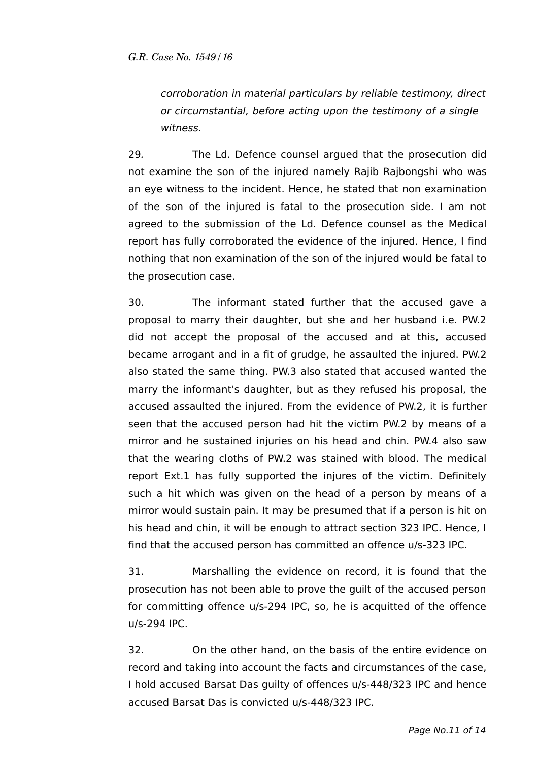*corroboration in material particulars by reliable testimony, direct or circumstantial, before acting upon the testimony of a single witness.*

29. The Ld. Defence counsel argued that the prosecution did not examine the son of the injured namely Rajib Rajbongshi who was an eye witness to the incident. Hence, he stated that non examination of the son of the injured is fatal to the prosecution side. I am not agreed to the submission of the Ld. Defence counsel as the Medical report has fully corroborated the evidence of the injured. Hence, I find nothing that non examination of the son of the injured would be fatal to the prosecution case.

30. The informant stated further that the accused gave a proposal to marry their daughter, but she and her husband i.e. PW.2 did not accept the proposal of the accused and at this, accused became arrogant and in a fit of grudge, he assaulted the injured. PW.2 also stated the same thing. PW.3 also stated that accused wanted the marry the informant's daughter, but as they refused his proposal, the accused assaulted the injured. From the evidence of PW.2, it is further seen that the accused person had hit the victim PW.2 by means of a mirror and he sustained injuries on his head and chin. PW.4 also saw that the wearing cloths of PW.2 was stained with blood. The medical report Ext.1 has fully supported the injures of the victim. Definitely such a hit which was given on the head of a person by means of a mirror would sustain pain. It may be presumed that if a person is hit on his head and chin, it will be enough to attract section 323 IPC. Hence, I find that the accused person has committed an offence u/s-323 IPC.

31. Marshalling the evidence on record, it is found that the prosecution has not been able to prove the guilt of the accused person for committing offence u/s-294 IPC, so, he is acquitted of the offence u/s-294 IPC.

32. On the other hand, on the basis of the entire evidence on record and taking into account the facts and circumstances of the case, I hold accused Barsat Das guilty of offences u/s-448/323 IPC and hence accused Barsat Das is convicted u/s-448/323 IPC.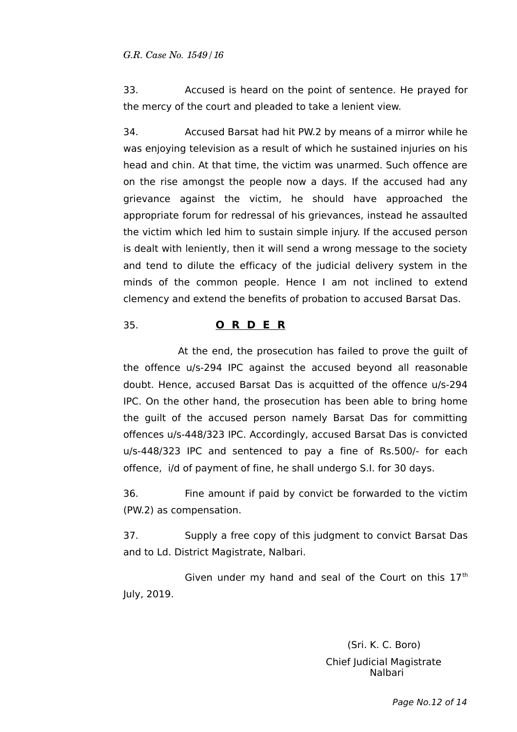33. Accused is heard on the point of sentence. He prayed for the mercy of the court and pleaded to take a lenient view.

34. Accused Barsat had hit PW.2 by means of a mirror while he was enjoying television as a result of which he sustained injuries on his head and chin. At that time, the victim was unarmed. Such offence are on the rise amongst the people now a days. If the accused had any grievance against the victim, he should have approached the appropriate forum for redressal of his grievances, instead he assaulted the victim which led him to sustain simple injury. If the accused person is dealt with leniently, then it will send a wrong message to the society and tend to dilute the efficacy of the judicial delivery system in the minds of the common people. Hence I am not inclined to extend clemency and extend the benefits of probation to accused Barsat Das.

35. **O R D E R**

At the end, the prosecution has failed to prove the guilt of the offence u/s-294 IPC against the accused beyond all reasonable doubt. Hence, accused Barsat Das is acquitted of the offence u/s-294 IPC. On the other hand, the prosecution has been able to bring home the guilt of the accused person namely Barsat Das for committing offences u/s-448/323 IPC. Accordingly, accused Barsat Das is convicted u/s-448/323 IPC and sentenced to pay a fine of Rs.500/- for each offence, i/d of payment of fine, he shall undergo S.I. for 30 days.

36. Fine amount if paid by convict be forwarded to the victim (PW.2) as compensation.

37. Supply a free copy of this judgment to convict Barsat Das and to Ld. District Magistrate, Nalbari.

Given under my hand and seal of the Court on this 17th July, 2019.

(Sri. K. C. Boro)
Chief Judicial Magistrate
Nalbari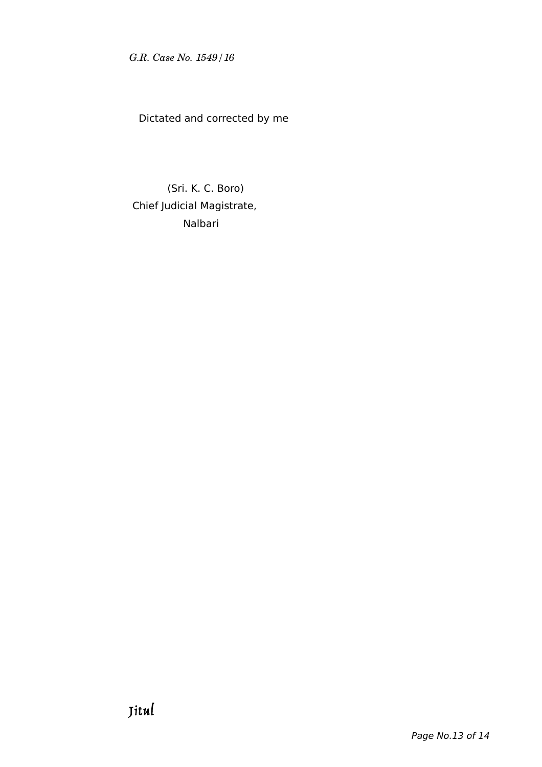Dictated and corrected by me

(Sri. K. C. Boro)
Chief Judicial Magistrate,
Nalbari

Jitul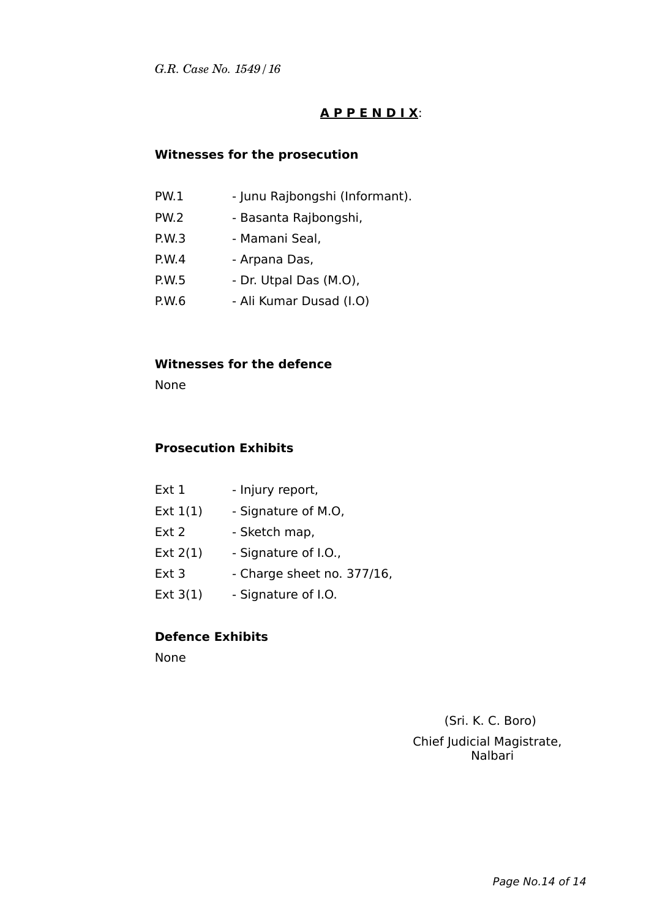## **A P P E N D I X**:

**Witnesses for the prosecution**

| | |
|---|---|
| PW.1 | - Junu Rajbongshi (Informant). |
| PW.2 | - Basanta Rajbongshi, |
| P.W.3 | - Mamani Seal, |
| P.W.4 | - Arpana Das, |
| P.W.5 | - Dr. Utpal Das (M.O), |
| P.W.6 | - Ali Kumar Dusad (I.O) |

**Witnesses for the defence**

None

**Prosecution Exhibits**

| | |
|---|---|
| Ext 1 | - Injury report, |
| Ext 1(1) | - Signature of M.O, |
| Ext 2 | - Sketch map, |
| Ext 2(1) | - Signature of I.O., |
| Ext 3 | - Charge sheet no. 377/16, |
| Ext 3(1) | - Signature of I.O. |

**Defence Exhibits**

None

(Sri. K. C. Boro)
Chief Judicial Magistrate,
Nalbari